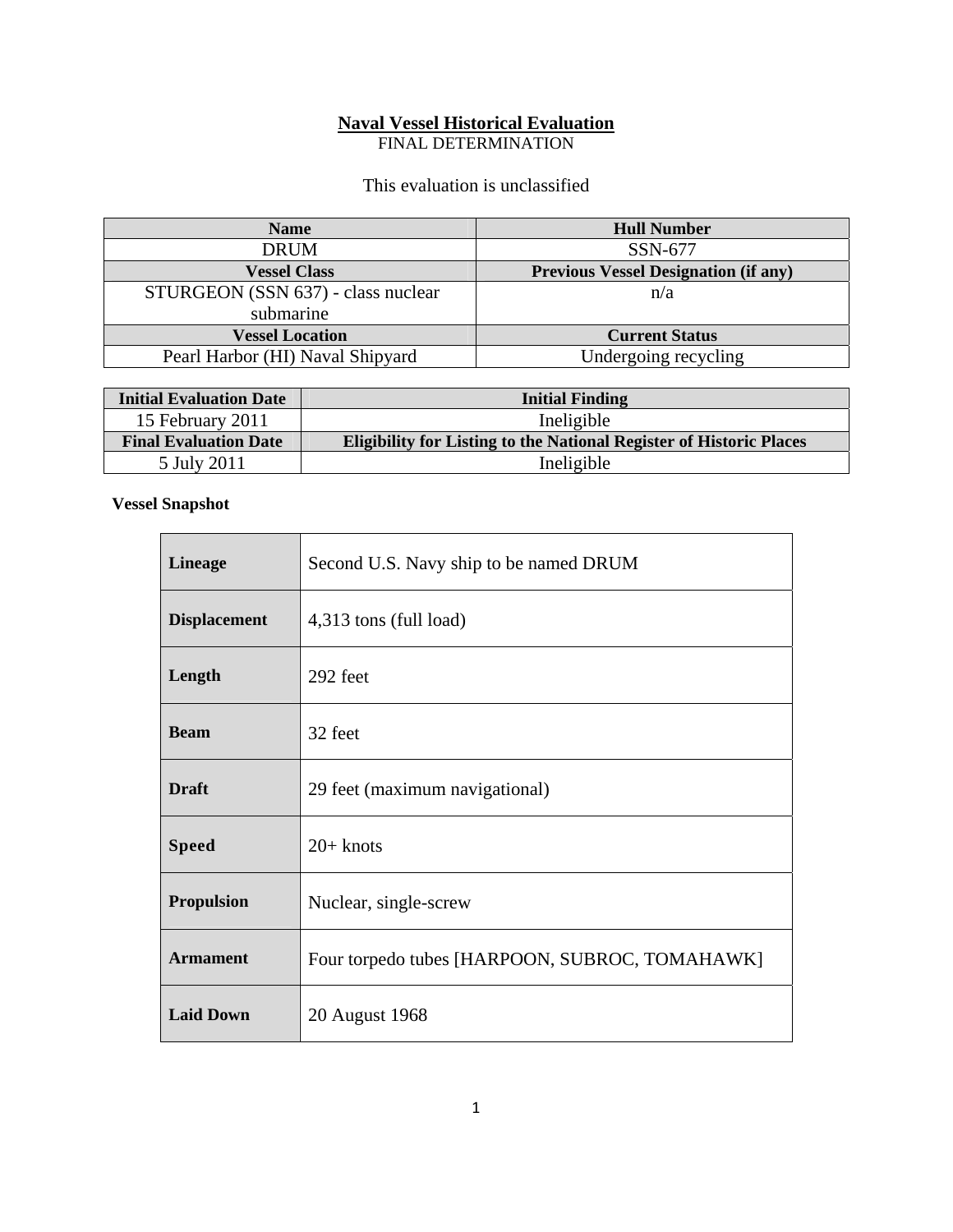# Naval Vessel Historical Evaluation

FINAL DETERMINATION

This evaluation is unclassified

| Name | Hull Number |
|---|---|
| DRUM | SSN-677 |
| **Vessel Class** | **Previous Vessel Designation (if any)** |
| STURGEON (SSN 637) - class nuclear submarine | n/a |
| **Vessel Location** | **Current Status** |
| Pearl Harbor (HI) Naval Shipyard | Undergoing recycling |

| Initial Evaluation Date | Initial Finding |
|---|---|
| 15 February 2011 | Ineligible |
| **Final Evaluation Date** | **Eligibility for Listing to the National Register of Historic Places** |
| 5 July 2011 | Ineligible |

**Vessel Snapshot**

| | |
|---|---|
| **Lineage** | Second U.S. Navy ship to be named DRUM |
| **Displacement** | 4,313 tons (full load) |
| **Length** | 292 feet |
| **Beam** | 32 feet |
| **Draft** | 29 feet (maximum navigational) |
| **Speed** | 20+ knots |
| **Propulsion** | Nuclear, single-screw |
| **Armament** | Four torpedo tubes [HARPOON, SUBROC, TOMAHAWK] |
| **Laid Down** | 20 August 1968 |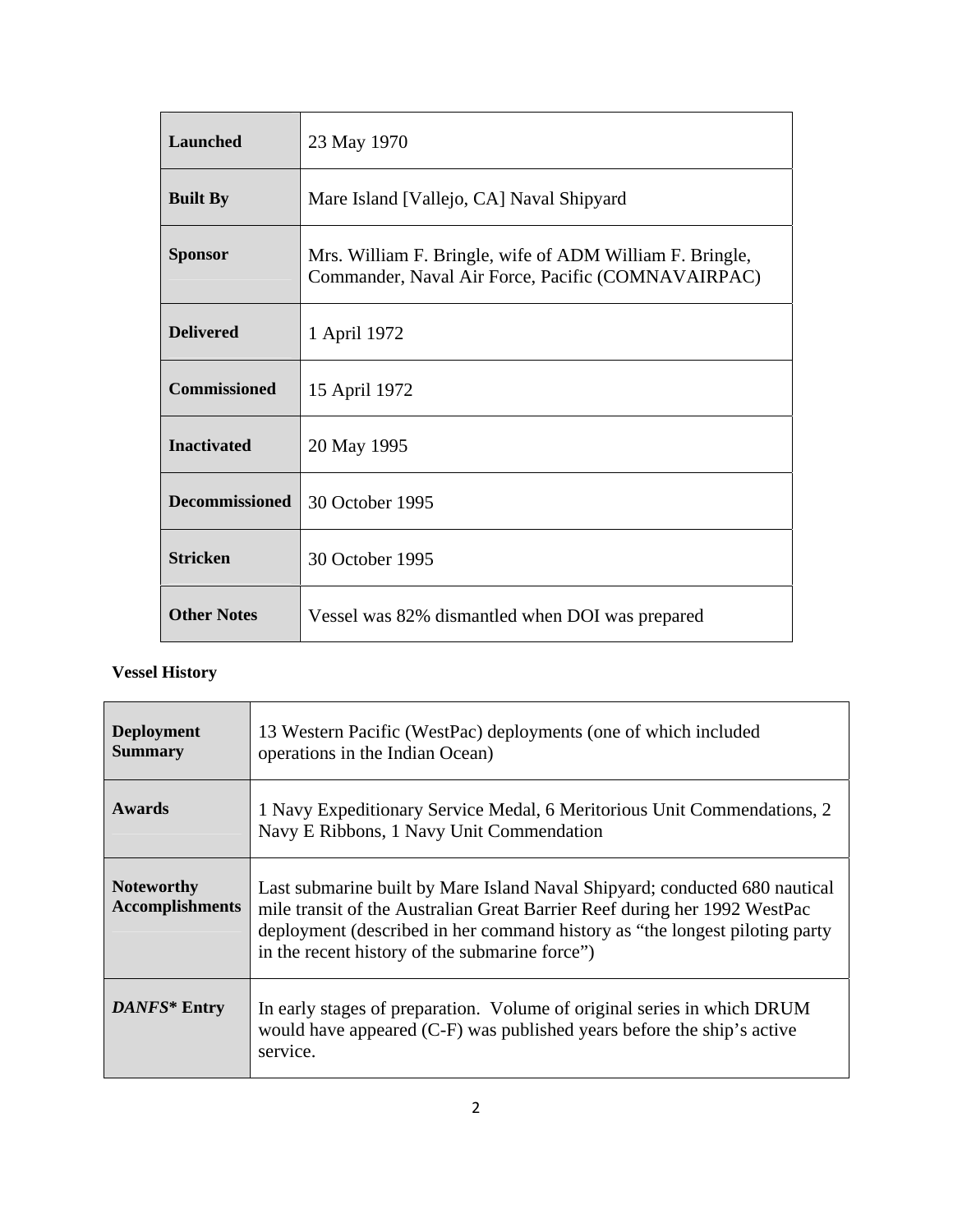| | |
|---|---|
| **Launched** | 23 May 1970 |
| **Built By** | Mare Island [Vallejo, CA] Naval Shipyard |
| **Sponsor** | Mrs. William F. Bringle, wife of ADM William F. Bringle, Commander, Naval Air Force, Pacific (COMNAVAIRPAC) |
| **Delivered** | 1 April 1972 |
| **Commissioned** | 15 April 1972 |
| **Inactivated** | 20 May 1995 |
| **Decommissioned** | 30 October 1995 |
| **Stricken** | 30 October 1995 |
| **Other Notes** | Vessel was 82% dismantled when DOI was prepared |

**Vessel History**

| | |
|---|---|
| **Deployment Summary** | 13 Western Pacific (WestPac) deployments (one of which included operations in the Indian Ocean) |
| **Awards** | 1 Navy Expeditionary Service Medal, 6 Meritorious Unit Commendations, 2 Navy E Ribbons, 1 Navy Unit Commendation |
| **Noteworthy Accomplishments** | Last submarine built by Mare Island Naval Shipyard; conducted 680 nautical mile transit of the Australian Great Barrier Reef during her 1992 WestPac deployment (described in her command history as "the longest piloting party in the recent history of the submarine force") |
| ***DANFS\** Entry*** | In early stages of preparation. Volume of original series in which DRUM would have appeared (C-F) was published years before the ship's active service. |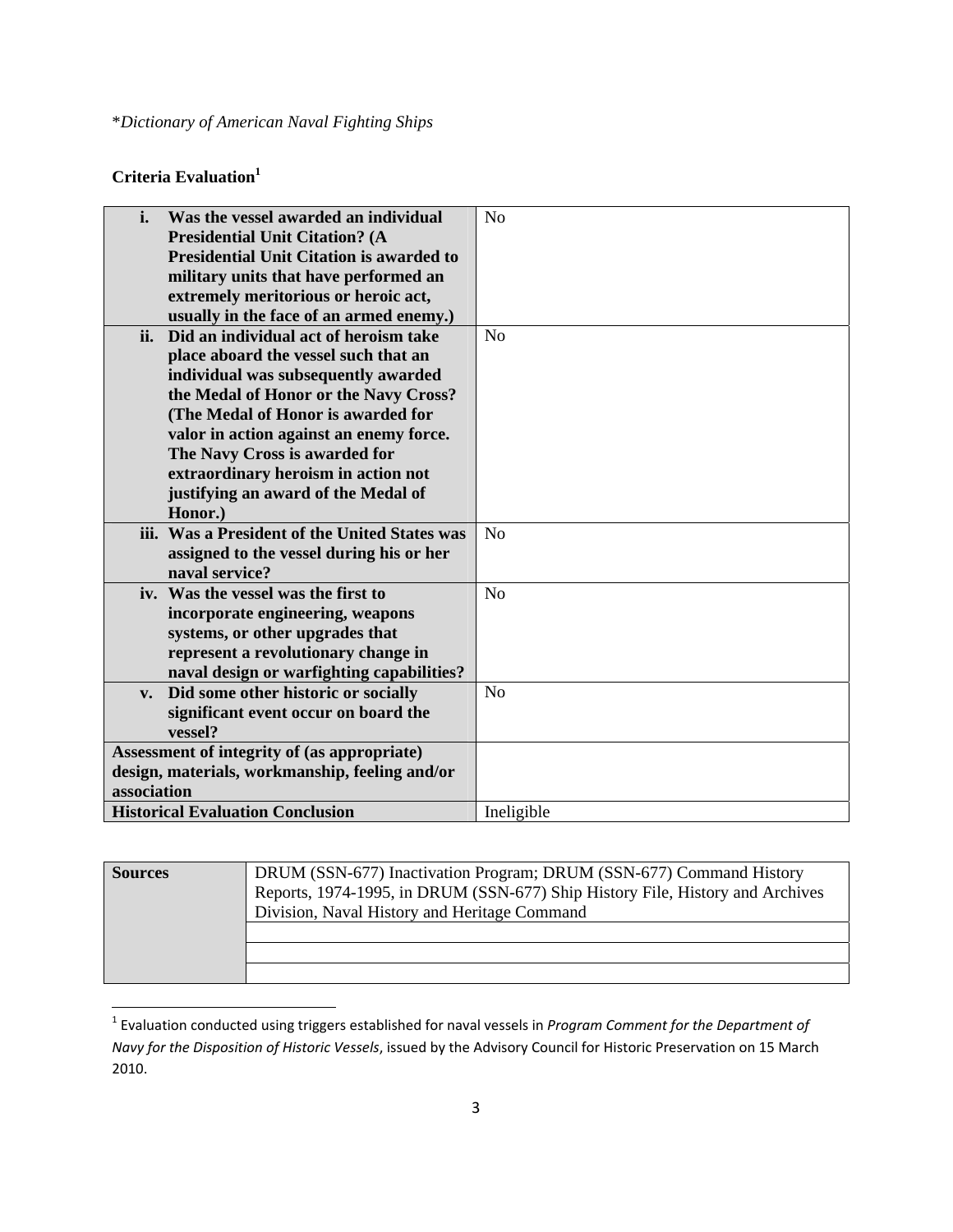**Dictionary of American Naval Fighting Ships*

**Criteria Evaluation**[1]

| | |
|---|---|
| **i. Was the vessel awarded an individual Presidential Unit Citation? (A Presidential Unit Citation is awarded to military units that have performed an extremely meritorious or heroic act, usually in the face of an armed enemy.)** | No |
| **ii. Did an individual act of heroism take place aboard the vessel such that an individual was subsequently awarded the Medal of Honor or the Navy Cross? (The Medal of Honor is awarded for valor in action against an enemy force. The Navy Cross is awarded for extraordinary heroism in action not justifying an award of the Medal of Honor.)** | No |
| **iii. Was a President of the United States was assigned to the vessel during his or her naval service?** | No |
| **iv. Was the vessel was the first to incorporate engineering, weapons systems, or other upgrades that represent a revolutionary change in naval design or warfighting capabilities?** | No |
| **v. Did some other historic or socially significant event occur on board the vessel?** | No |
| **Assessment of integrity of (as appropriate) design, materials, workmanship, feeling and/or association** | |
| **Historical Evaluation Conclusion** | Ineligible |

| **Sources** | DRUM (SSN-677) Inactivation Program; DRUM (SSN-677) Command History Reports, 1974-1995, in DRUM (SSN-677) Ship History File, History and Archives Division, Naval History and Heritage Command |
|---|---|
| | |
| | |
| | |

[1] Evaluation conducted using triggers established for naval vessels in *Program Comment for the Department of Navy for the Disposition of Historic Vessels*, issued by the Advisory Council for Historic Preservation on 15 March 2010.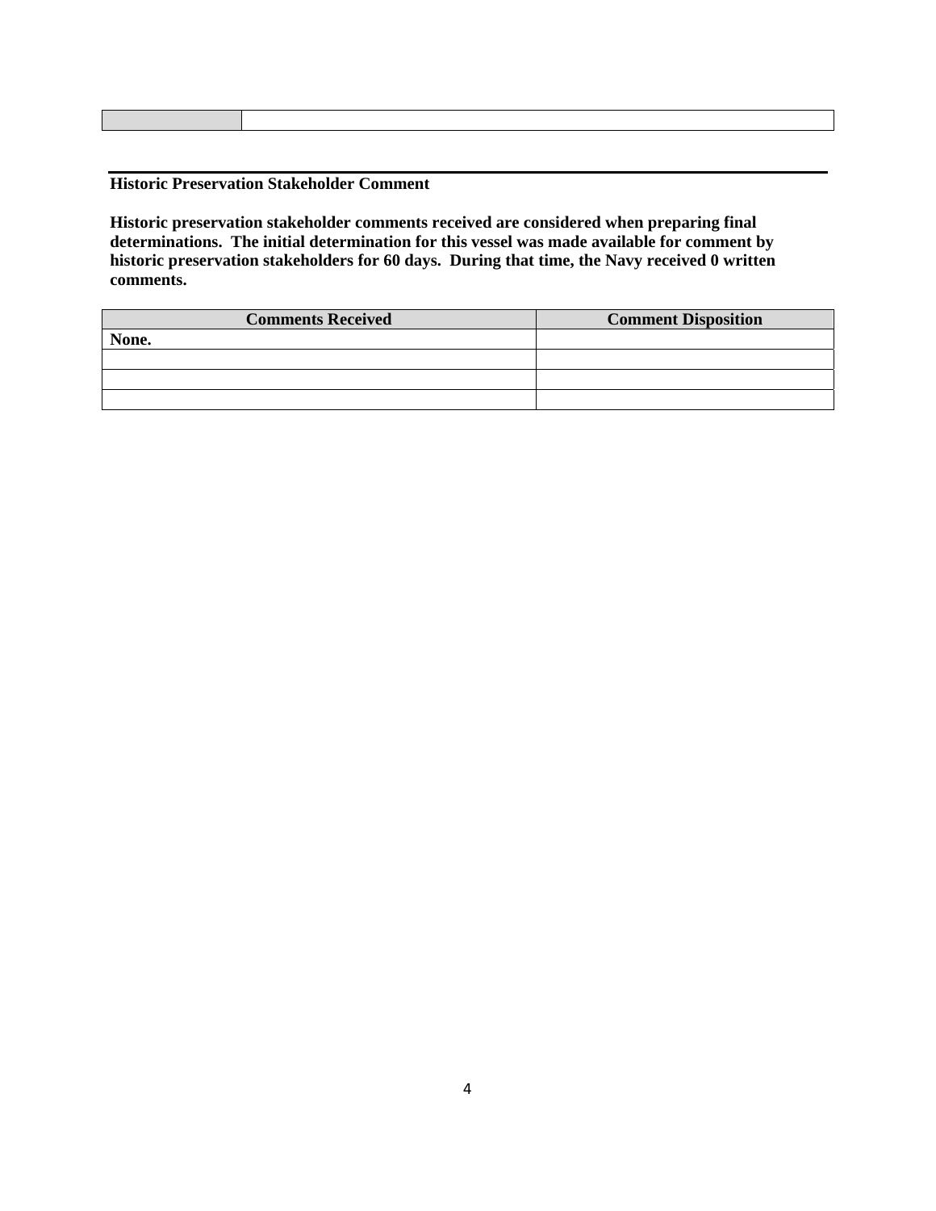| | |
|---|---|
| | |

**Historic Preservation Stakeholder Comment**

**Historic preservation stakeholder comments received are considered when preparing final determinations. The initial determination for this vessel was made available for comment by historic preservation stakeholders for 60 days. During that time, the Navy received 0 written comments.**

| Comments Received | Comment Disposition |
|---|---|
| **None.** | |
| | |
| | |
| | |